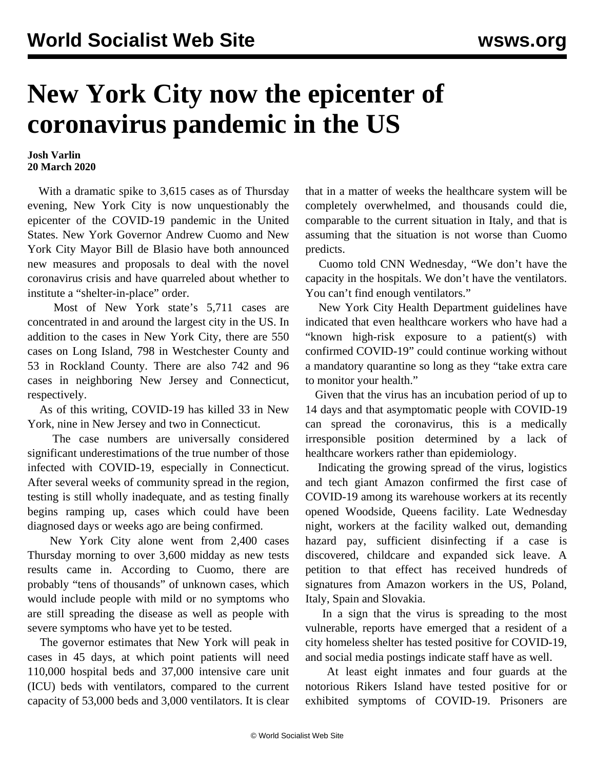# New York City now the epicenter of coronavirus pandemic in the US

**Josh Varlin**
**20 March 2020**

With a dramatic spike to 3,615 cases as of Thursday evening, New York City is now unquestionably the epicenter of the COVID-19 pandemic in the United States. New York Governor Andrew Cuomo and New York City Mayor Bill de Blasio have both announced new measures and proposals to deal with the novel coronavirus crisis and have quarreled about whether to institute a "shelter-in-place" order.

Most of New York state's 5,711 cases are concentrated in and around the largest city in the US. In addition to the cases in New York City, there are 550 cases on Long Island, 798 in Westchester County and 53 in Rockland County. There are also 742 and 96 cases in neighboring New Jersey and Connecticut, respectively.

As of this writing, COVID-19 has killed 33 in New York, nine in New Jersey and two in Connecticut.

The case numbers are universally considered significant underestimations of the true number of those infected with COVID-19, especially in Connecticut. After several weeks of community spread in the region, testing is still wholly inadequate, and as testing finally begins ramping up, cases which could have been diagnosed days or weeks ago are being confirmed.

New York City alone went from 2,400 cases Thursday morning to over 3,600 midday as new tests results came in. According to Cuomo, there are probably "tens of thousands" of unknown cases, which would include people with mild or no symptoms who are still spreading the disease as well as people with severe symptoms who have yet to be tested.

The governor estimates that New York will peak in cases in 45 days, at which point patients will need 110,000 hospital beds and 37,000 intensive care unit (ICU) beds with ventilators, compared to the current capacity of 53,000 beds and 3,000 ventilators. It is clear that in a matter of weeks the healthcare system will be completely overwhelmed, and thousands could die, comparable to the current situation in Italy, and that is assuming that the situation is not worse than Cuomo predicts.

Cuomo told CNN Wednesday, "We don't have the capacity in the hospitals. We don't have the ventilators. You can't find enough ventilators."

New York City Health Department guidelines have indicated that even healthcare workers who have had a "known high-risk exposure to a patient(s) with confirmed COVID-19" could continue working without a mandatory quarantine so long as they "take extra care to monitor your health."

Given that the virus has an incubation period of up to 14 days and that asymptomatic people with COVID-19 can spread the coronavirus, this is a medically irresponsible position determined by a lack of healthcare workers rather than epidemiology.

Indicating the growing spread of the virus, logistics and tech giant Amazon confirmed the first case of COVID-19 among its warehouse workers at its recently opened Woodside, Queens facility. Late Wednesday night, workers at the facility walked out, demanding hazard pay, sufficient disinfecting if a case is discovered, childcare and expanded sick leave. A petition to that effect has received hundreds of signatures from Amazon workers in the US, Poland, Italy, Spain and Slovakia.

In a sign that the virus is spreading to the most vulnerable, reports have emerged that a resident of a city homeless shelter has tested positive for COVID-19, and social media postings indicate staff have as well.

At least eight inmates and four guards at the notorious Rikers Island have tested positive for or exhibited symptoms of COVID-19. Prisoners are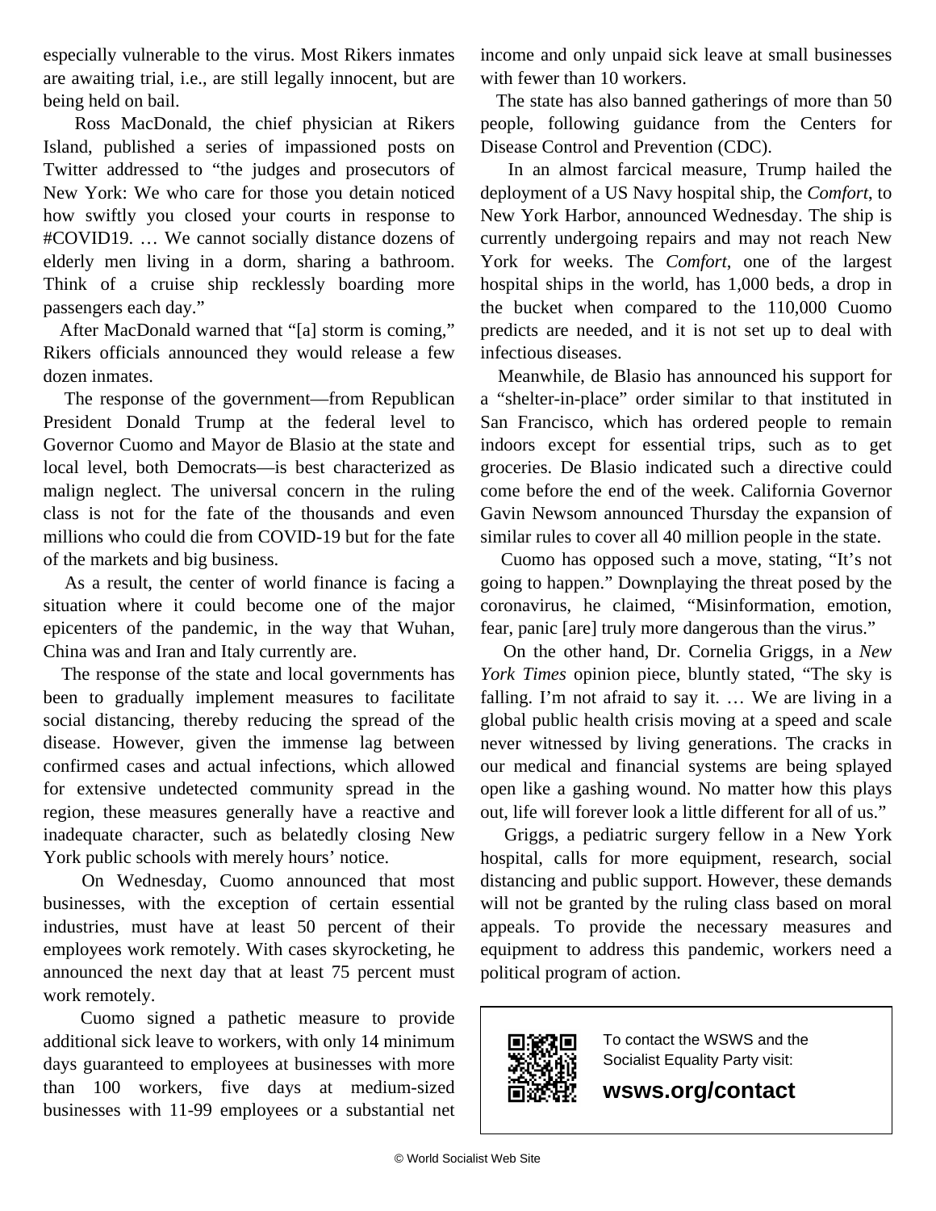especially vulnerable to the virus. Most Rikers inmates are awaiting trial, i.e., are still legally innocent, but are being held on bail.

Ross MacDonald, the chief physician at Rikers Island, published a series of impassioned posts on Twitter addressed to "the judges and prosecutors of New York: We who care for those you detain noticed how swiftly you closed your courts in response to #COVID19. … We cannot socially distance dozens of elderly men living in a dorm, sharing a bathroom. Think of a cruise ship recklessly boarding more passengers each day."

After MacDonald warned that "[a] storm is coming," Rikers officials announced they would release a few dozen inmates.

The response of the government—from Republican President Donald Trump at the federal level to Governor Cuomo and Mayor de Blasio at the state and local level, both Democrats—is best characterized as malign neglect. The universal concern in the ruling class is not for the fate of the thousands and even millions who could die from COVID-19 but for the fate of the markets and big business.

As a result, the center of world finance is facing a situation where it could become one of the major epicenters of the pandemic, in the way that Wuhan, China was and Iran and Italy currently are.

The response of the state and local governments has been to gradually implement measures to facilitate social distancing, thereby reducing the spread of the disease. However, given the immense lag between confirmed cases and actual infections, which allowed for extensive undetected community spread in the region, these measures generally have a reactive and inadequate character, such as belatedly closing New York public schools with merely hours' notice.

On Wednesday, Cuomo announced that most businesses, with the exception of certain essential industries, must have at least 50 percent of their employees work remotely. With cases skyrocketing, he announced the next day that at least 75 percent must work remotely.

Cuomo signed a pathetic measure to provide additional sick leave to workers, with only 14 minimum days guaranteed to employees at businesses with more than 100 workers, five days at medium-sized businesses with 11-99 employees or a substantial net income and only unpaid sick leave at small businesses with fewer than 10 workers.

The state has also banned gatherings of more than 50 people, following guidance from the Centers for Disease Control and Prevention (CDC).

In an almost farcical measure, Trump hailed the deployment of a US Navy hospital ship, the *Comfort*, to New York Harbor, announced Wednesday. The ship is currently undergoing repairs and may not reach New York for weeks. The *Comfort*, one of the largest hospital ships in the world, has 1,000 beds, a drop in the bucket when compared to the 110,000 Cuomo predicts are needed, and it is not set up to deal with infectious diseases.

Meanwhile, de Blasio has announced his support for a "shelter-in-place" order similar to that instituted in San Francisco, which has ordered people to remain indoors except for essential trips, such as to get groceries. De Blasio indicated such a directive could come before the end of the week. California Governor Gavin Newsom announced Thursday the expansion of similar rules to cover all 40 million people in the state.

Cuomo has opposed such a move, stating, "It's not going to happen." Downplaying the threat posed by the coronavirus, he claimed, "Misinformation, emotion, fear, panic [are] truly more dangerous than the virus."

On the other hand, Dr. Cornelia Griggs, in a *New York Times* opinion piece, bluntly stated, "The sky is falling. I'm not afraid to say it. … We are living in a global public health crisis moving at a speed and scale never witnessed by living generations. The cracks in our medical and financial systems are being splayed open like a gashing wound. No matter how this plays out, life will forever look a little different for all of us."

Griggs, a pediatric surgery fellow in a New York hospital, calls for more equipment, research, social distancing and public support. However, these demands will not be granted by the ruling class based on moral appeals. To provide the necessary measures and equipment to address this pandemic, workers need a political program of action.

To contact the WSWS and the Socialist Equality Party visit:

**wsws.org/contact**